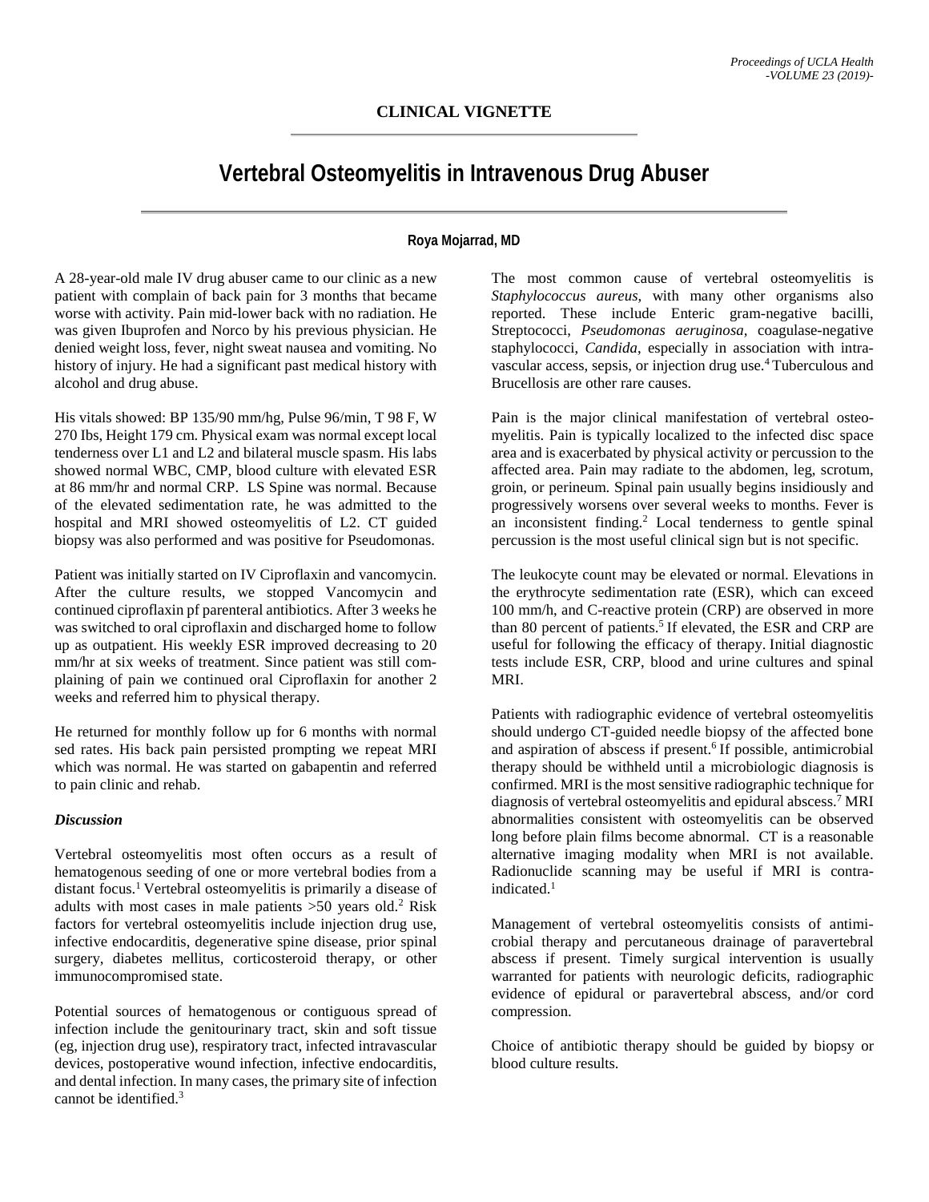## CLINICAL VIGNETTE

# Vertebral Osteomyelitis in Intravenous Drug Abuser

**Roya Mojarrad, MD**

A 28-year-old male IV drug abuser came to our clinic as a new patient with complain of back pain for 3 months that became worse with activity. Pain mid-lower back with no radiation. He was given Ibuprofen and Norco by his previous physician. He denied weight loss, fever, night sweat nausea and vomiting. No history of injury. He had a significant past medical history with alcohol and drug abuse.

His vitals showed: BP 135/90 mm/hg, Pulse 96/min, T 98 F, W 270 Ibs, Height 179 cm. Physical exam was normal except local tenderness over L1 and L2 and bilateral muscle spasm. His labs showed normal WBC, CMP, blood culture with elevated ESR at 86 mm/hr and normal CRP. LS Spine was normal. Because of the elevated sedimentation rate, he was admitted to the hospital and MRI showed osteomyelitis of L2. CT guided biopsy was also performed and was positive for Pseudomonas.

Patient was initially started on IV Ciproflaxin and vancomycin. After the culture results, we stopped Vancomycin and continued ciproflaxin pf parenteral antibiotics. After 3 weeks he was switched to oral ciproflaxin and discharged home to follow up as outpatient. His weekly ESR improved decreasing to 20 mm/hr at six weeks of treatment. Since patient was still complaining of pain we continued oral Ciproflaxin for another 2 weeks and referred him to physical therapy.

He returned for monthly follow up for 6 months with normal sed rates. His back pain persisted prompting we repeat MRI which was normal. He was started on gabapentin and referred to pain clinic and rehab.

### *Discussion*

Vertebral osteomyelitis most often occurs as a result of hematogenous seeding of one or more vertebral bodies from a distant focus.[1] Vertebral osteomyelitis is primarily a disease of adults with most cases in male patients >50 years old.[2] Risk factors for vertebral osteomyelitis include injection drug use, infective endocarditis, degenerative spine disease, prior spinal surgery, diabetes mellitus, corticosteroid therapy, or other immunocompromised state.

Potential sources of hematogenous or contiguous spread of infection include the genitourinary tract, skin and soft tissue (eg, injection drug use), respiratory tract, infected intravascular devices, postoperative wound infection, infective endocarditis, and dental infection. In many cases, the primary site of infection cannot be identified.[3]

The most common cause of vertebral osteomyelitis is *Staphylococcus aureus*, with many other organisms also reported. These include Enteric gram-negative bacilli, Streptococci, *Pseudomonas aeruginosa*, coagulase-negative staphylococci, *Candida*, especially in association with intravascular access, sepsis, or injection drug use.[4] Tuberculous and Brucellosis are other rare causes.

Pain is the major clinical manifestation of vertebral osteomyelitis. Pain is typically localized to the infected disc space area and is exacerbated by physical activity or percussion to the affected area. Pain may radiate to the abdomen, leg, scrotum, groin, or perineum. Spinal pain usually begins insidiously and progressively worsens over several weeks to months. Fever is an inconsistent finding.[2] Local tenderness to gentle spinal percussion is the most useful clinical sign but is not specific.

The leukocyte count may be elevated or normal. Elevations in the erythrocyte sedimentation rate (ESR), which can exceed 100 mm/h, and C-reactive protein (CRP) are observed in more than 80 percent of patients.[5] If elevated, the ESR and CRP are useful for following the efficacy of therapy. Initial diagnostic tests include ESR, CRP, blood and urine cultures and spinal MRI.

Patients with radiographic evidence of vertebral osteomyelitis should undergo CT-guided needle biopsy of the affected bone and aspiration of abscess if present.[6] If possible, antimicrobial therapy should be withheld until a microbiologic diagnosis is confirmed. MRI is the most sensitive radiographic technique for diagnosis of vertebral osteomyelitis and epidural abscess.[7] MRI abnormalities consistent with osteomyelitis can be observed long before plain films become abnormal. CT is a reasonable alternative imaging modality when MRI is not available. Radionuclide scanning may be useful if MRI is contraindicated.[1]

Management of vertebral osteomyelitis consists of antimicrobial therapy and percutaneous drainage of paravertebral abscess if present. Timely surgical intervention is usually warranted for patients with neurologic deficits, radiographic evidence of epidural or paravertebral abscess, and/or cord compression.

Choice of antibiotic therapy should be guided by biopsy or blood culture results.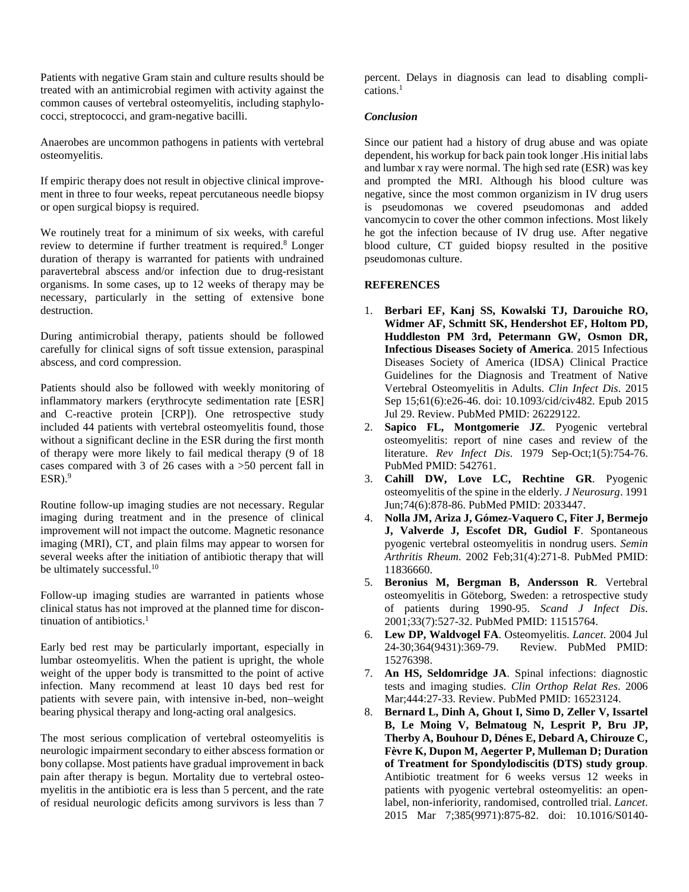Patients with negative Gram stain and culture results should be treated with an antimicrobial regimen with activity against the common causes of vertebral osteomyelitis, including staphylococci, streptococci, and gram-negative bacilli.

Anaerobes are uncommon pathogens in patients with vertebral osteomyelitis.

If empiric therapy does not result in objective clinical improvement in three to four weeks, repeat percutaneous needle biopsy or open surgical biopsy is required.

We routinely treat for a minimum of six weeks, with careful review to determine if further treatment is required.[8] Longer duration of therapy is warranted for patients with undrained paravertebral abscess and/or infection due to drug-resistant organisms. In some cases, up to 12 weeks of therapy may be necessary, particularly in the setting of extensive bone destruction.

During antimicrobial therapy, patients should be followed carefully for clinical signs of soft tissue extension, paraspinal abscess, and cord compression.

Patients should also be followed with weekly monitoring of inflammatory markers (erythrocyte sedimentation rate [ESR] and C-reactive protein [CRP]). One retrospective study included 44 patients with vertebral osteomyelitis found, those without a significant decline in the ESR during the first month of therapy were more likely to fail medical therapy (9 of 18 cases compared with 3 of 26 cases with a >50 percent fall in ESR).[9]

Routine follow-up imaging studies are not necessary. Regular imaging during treatment and in the presence of clinical improvement will not impact the outcome. Magnetic resonance imaging (MRI), CT, and plain films may appear to worsen for several weeks after the initiation of antibiotic therapy that will be ultimately successful.[10]

Follow-up imaging studies are warranted in patients whose clinical status has not improved at the planned time for discontinuation of antibiotics.[1]

Early bed rest may be particularly important, especially in lumbar osteomyelitis. When the patient is upright, the whole weight of the upper body is transmitted to the point of active infection. Many recommend at least 10 days bed rest for patients with severe pain, with intensive in-bed, non–weight bearing physical therapy and long-acting oral analgesics.

The most serious complication of vertebral osteomyelitis is neurologic impairment secondary to either abscess formation or bony collapse. Most patients have gradual improvement in back pain after therapy is begun. Mortality due to vertebral osteomyelitis in the antibiotic era is less than 5 percent, and the rate of residual neurologic deficits among survivors is less than 7 percent. Delays in diagnosis can lead to disabling complications.[1]

### *Conclusion*

Since our patient had a history of drug abuse and was opiate dependent, his workup for back pain took longer .His initial labs and lumbar x ray were normal. The high sed rate (ESR) was key and prompted the MRI. Although his blood culture was negative, since the most common organizism in IV drug users is pseudomonas we covered pseudomonas and added vancomycin to cover the other common infections. Most likely he got the infection because of IV drug use. After negative blood culture, CT guided biopsy resulted in the positive pseudomonas culture.

## REFERENCES

1. **Berbari EF, Kanj SS, Kowalski TJ, Darouiche RO, Widmer AF, Schmitt SK, Hendershot EF, Holtom PD, Huddleston PM 3rd, Petermann GW, Osmon DR, Infectious Diseases Society of America**. 2015 Infectious Diseases Society of America (IDSA) Clinical Practice Guidelines for the Diagnosis and Treatment of Native Vertebral Osteomyelitis in Adults. *Clin Infect Dis*. 2015 Sep 15;61(6):e26-46. doi: 10.1093/cid/civ482. Epub 2015 Jul 29. Review. PubMed PMID: 26229122.
2. **Sapico FL, Montgomerie JZ**. Pyogenic vertebral osteomyelitis: report of nine cases and review of the literature. *Rev Infect Dis*. 1979 Sep-Oct;1(5):754-76. PubMed PMID: 542761.
3. **Cahill DW, Love LC, Rechtine GR**. Pyogenic osteomyelitis of the spine in the elderly. *J Neurosurg*. 1991 Jun;74(6):878-86. PubMed PMID: 2033447.
4. **Nolla JM, Ariza J, Gómez-Vaquero C, Fiter J, Bermejo J, Valverde J, Escofet DR, Gudiol F**. Spontaneous pyogenic vertebral osteomyelitis in nondrug users. *Semin Arthritis Rheum*. 2002 Feb;31(4):271-8. PubMed PMID: 11836660.
5. **Beronius M, Bergman B, Andersson R**. Vertebral osteomyelitis in Göteborg, Sweden: a retrospective study of patients during 1990-95. *Scand J Infect Dis*. 2001;33(7):527-32. PubMed PMID: 11515764.
6. **Lew DP, Waldvogel FA**. Osteomyelitis. *Lancet*. 2004 Jul 24-30;364(9431):369-79. Review. PubMed PMID: 15276398.
7. **An HS, Seldomridge JA**. Spinal infections: diagnostic tests and imaging studies. *Clin Orthop Relat Res*. 2006 Mar;444:27-33. Review. PubMed PMID: 16523124.
8. **Bernard L, Dinh A, Ghout I, Simo D, Zeller V, Issartel B, Le Moing V, Belmatoug N, Lesprit P, Bru JP, Therby A, Bouhour D, Dénes E, Debard A, Chirouze C, Fèvre K, Dupon M, Aegerter P, Mulleman D; Duration of Treatment for Spondylodiscitis (DTS) study group**. Antibiotic treatment for 6 weeks versus 12 weeks in patients with pyogenic vertebral osteomyelitis: an open-label, non-inferiority, randomised, controlled trial. *Lancet*. 2015 Mar 7;385(9971):875-82. doi: 10.1016/S0140-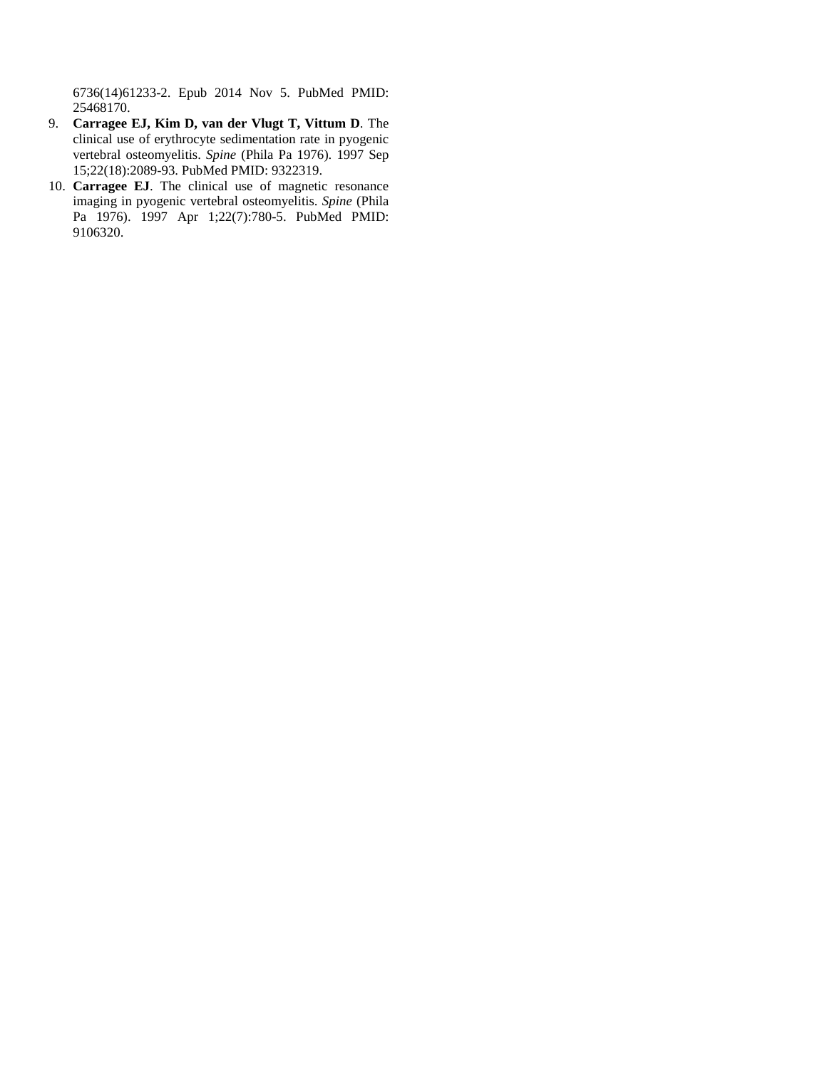6736(14)61233-2. Epub 2014 Nov 5. PubMed PMID: 25468170.

9. **Carragee EJ, Kim D, van der Vlugt T, Vittum D**. The clinical use of erythrocyte sedimentation rate in pyogenic vertebral osteomyelitis. *Spine* (Phila Pa 1976). 1997 Sep 15;22(18):2089-93. PubMed PMID: 9322319.
10. **Carragee EJ**. The clinical use of magnetic resonance imaging in pyogenic vertebral osteomyelitis. *Spine* (Phila Pa 1976). 1997 Apr 1;22(7):780-5. PubMed PMID: 9106320.